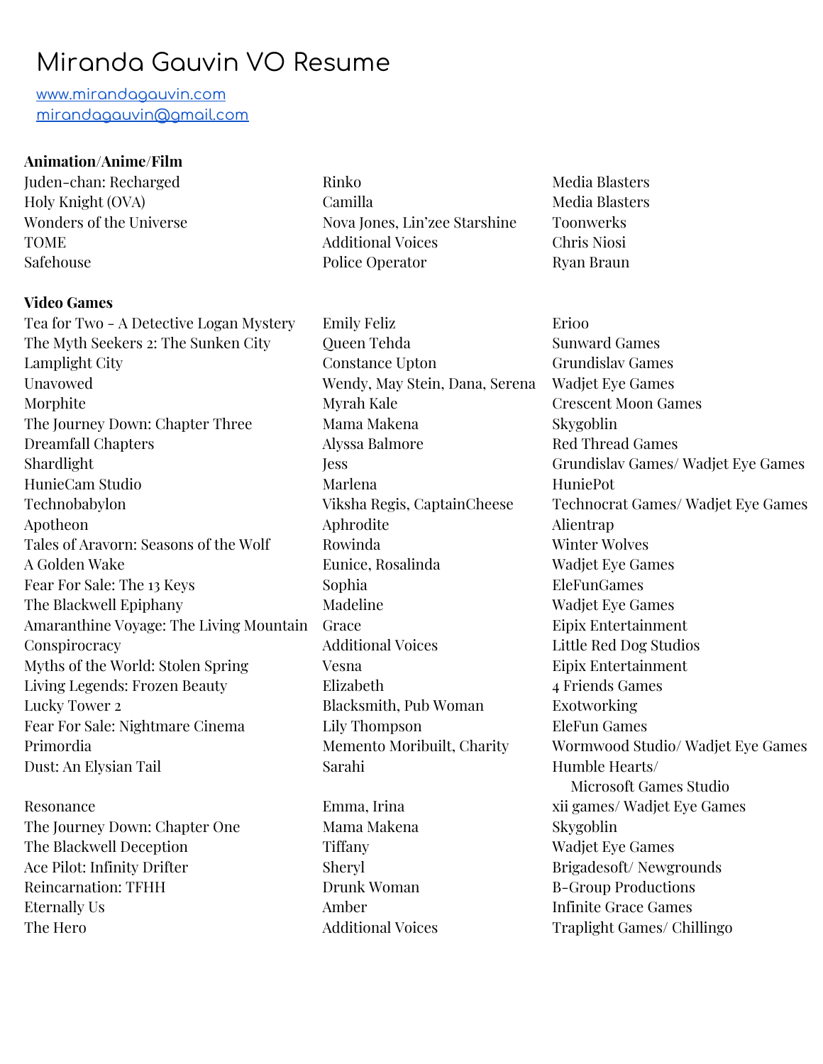# Miranda Gauvin VO Resume

[www.mirandagauvin.com](http://www.mirandagauvin.com)
[mirandagauvin@gmail.com](mailto:mirandagauvin@gmail.com)

**Animation/Anime/Film**

| | | |
|---|---|---|
| Juden-chan: Recharged | Rinko | Media Blasters |
| Holy Knight (OVA) | Camilla | Media Blasters |
| Wonders of the Universe | Nova Jones, Lin'zee Starshine | Toonwerks |
| TOME | Additional Voices | Chris Niosi |
| Safehouse | Police Operator | Ryan Braun |

**Video Games**

| | | |
|---|---|---|
| Tea for Two - A Detective Logan Mystery | Emily Feliz | Erioo |
| The Myth Seekers 2: The Sunken City | Queen Tehda | Sunward Games |
| Lamplight City | Constance Upton | Grundislav Games |
| Unavowed | Wendy, May Stein, Dana, Serena | Wadjet Eye Games |
| Morphite | Myrah Kale | Crescent Moon Games |
| The Journey Down: Chapter Three | Mama Makena | Skygoblin |
| Dreamfall Chapters | Alyssa Balmore | Red Thread Games |
| Shardlight | Jess | Grundislav Games/ Wadjet Eye Games |
| HunieCam Studio | Marlena | HuniePot |
| Technobabylon | Viksha Regis, CaptainCheese | Technocrat Games/ Wadjet Eye Games |
| Apotheon | Aphrodite | Alientrap |
| Tales of Aravorn: Seasons of the Wolf | Rowinda | Winter Wolves |
| A Golden Wake | Eunice, Rosalinda | Wadjet Eye Games |
| Fear For Sale: The 13 Keys | Sophia | EleFunGames |
| The Blackwell Epiphany | Madeline | Wadjet Eye Games |
| Amaranthine Voyage: The Living Mountain | Grace | Eipix Entertainment |
| Conspirocracy | Additional Voices | Little Red Dog Studios |
| Myths of the World: Stolen Spring | Vesna | Eipix Entertainment |
| Living Legends: Frozen Beauty | Elizabeth | 4 Friends Games |
| Lucky Tower 2 | Blacksmith, Pub Woman | Exotworking |
| Fear For Sale: Nightmare Cinema | Lily Thompson | EleFun Games |
| Primordia | Memento Moribuilt, Charity | Wormwood Studio/ Wadjet Eye Games |
| Dust: An Elysian Tail | Sarahi | Humble Hearts/ Microsoft Games Studio |
| Resonance | Emma, Irina | xii games/ Wadjet Eye Games |
| The Journey Down: Chapter One | Mama Makena | Skygoblin |
| The Blackwell Deception | Tiffany | Wadjet Eye Games |
| Ace Pilot: Infinity Drifter | Sheryl | Brigadesoft/ Newgrounds |
| Reincarnation: TFHH | Drunk Woman | B-Group Productions |
| Eternally Us | Amber | Infinite Grace Games |
| The Hero | Additional Voices | Traplight Games/ Chillingo |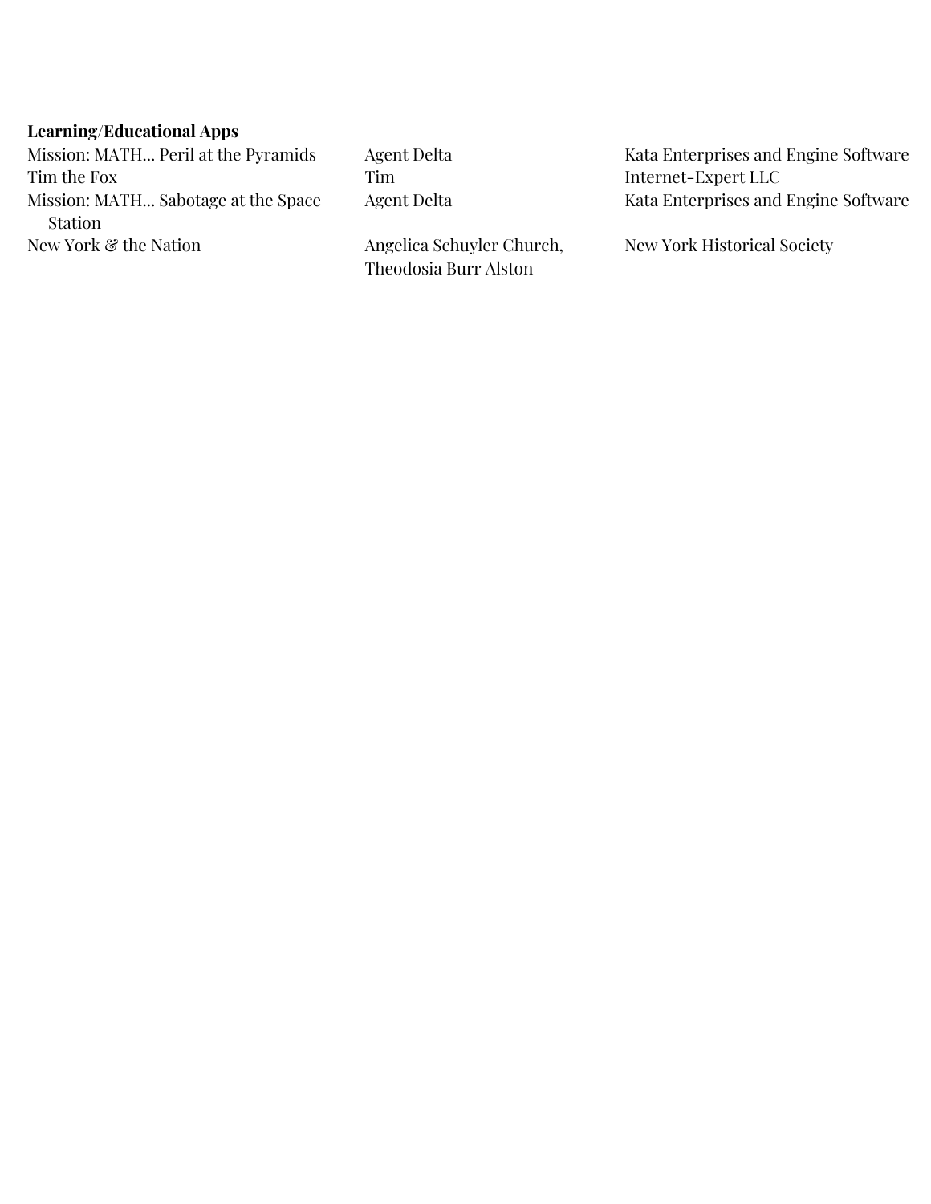**Learning/Educational Apps**

| | | |
|---|---|---|
| Mission: MATH... Peril at the Pyramids | Agent Delta | Kata Enterprises and Engine Software |
| Tim the Fox | Tim | Internet-Expert LLC |
| Mission: MATH... Sabotage at the Space Station | Agent Delta | Kata Enterprises and Engine Software |
| New York & the Nation | Angelica Schuyler Church, Theodosia Burr Alston | New York Historical Society |